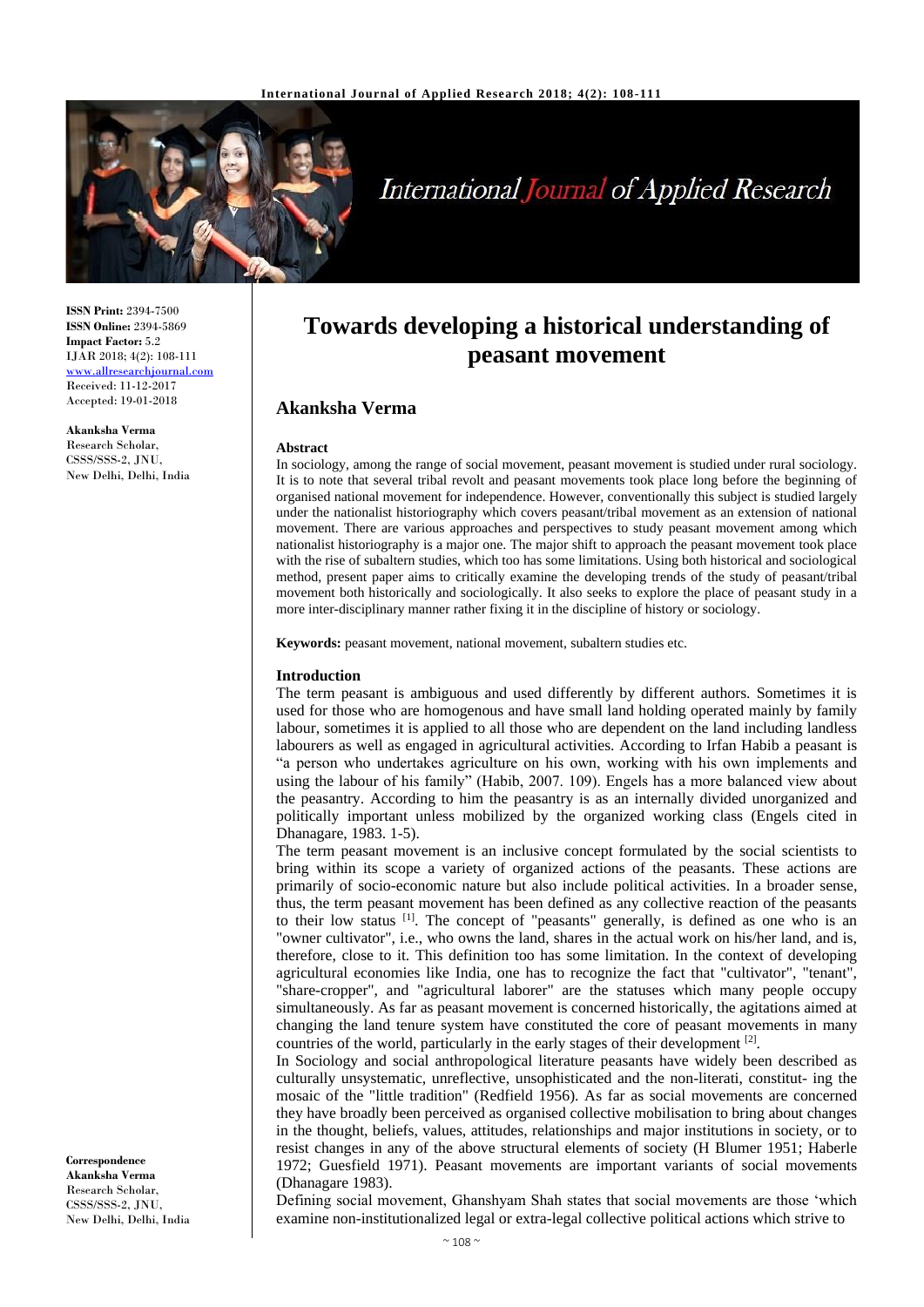**ISSN Print:** 2394-7500
**ISSN Online:** 2394-5869
**Impact Factor:** 5.2
IJAR 2018; 4(2): 108-111
www.allresearchjournal.com
Received: 11-12-2017
Accepted: 19-01-2018

**Akanksha Verma**
Research Scholar,
CSSS/SSS-2, JNU,
New Delhi, Delhi, India

**Correspondence**
**Akanksha Verma**
Research Scholar,
CSSS/SSS-2, JNU,
New Delhi, Delhi, India

# Towards developing a historical understanding of peasant movement

## Akanksha Verma

### Abstract

In sociology, among the range of social movement, peasant movement is studied under rural sociology. It is to note that several tribal revolt and peasant movements took place long before the beginning of organised national movement for independence. However, conventionally this subject is studied largely under the nationalist historiography which covers peasant/tribal movement as an extension of national movement. There are various approaches and perspectives to study peasant movement among which nationalist historiography is a major one. The major shift to approach the peasant movement took place with the rise of subaltern studies, which too has some limitations. Using both historical and sociological method, present paper aims to critically examine the developing trends of the study of peasant/tribal movement both historically and sociologically. It also seeks to explore the place of peasant study in a more inter-disciplinary manner rather fixing it in the discipline of history or sociology.

**Keywords:** peasant movement, national movement, subaltern studies etc.

### Introduction

The term peasant is ambiguous and used differently by different authors. Sometimes it is used for those who are homogenous and have small land holding operated mainly by family labour, sometimes it is applied to all those who are dependent on the land including landless labourers as well as engaged in agricultural activities. According to Irfan Habib a peasant is "a person who undertakes agriculture on his own, working with his own implements and using the labour of his family" (Habib, 2007. 109). Engels has a more balanced view about the peasantry. According to him the peasantry is as an internally divided unorganized and politically important unless mobilized by the organized working class (Engels cited in Dhanagare, 1983. 1-5).

The term peasant movement is an inclusive concept formulated by the social scientists to bring within its scope a variety of organized actions of the peasants. These actions are primarily of socio-economic nature but also include political activities. In a broader sense, thus, the term peasant movement has been defined as any collective reaction of the peasants to their low status [1]. The concept of "peasants" generally, is defined as one who is an "owner cultivator", i.e., who owns the land, shares in the actual work on his/her land, and is, therefore, close to it. This definition too has some limitation. In the context of developing agricultural economies like India, one has to recognize the fact that "cultivator", "tenant", "share-cropper", and "agricultural laborer" are the statuses which many people occupy simultaneously. As far as peasant movement is concerned historically, the agitations aimed at changing the land tenure system have constituted the core of peasant movements in many countries of the world, particularly in the early stages of their development [2].

In Sociology and social anthropological literature peasants have widely been described as culturally unsystematic, unreflective, unsophisticated and the non-literati, constitut- ing the mosaic of the "little tradition" (Redfield 1956). As far as social movements are concerned they have broadly been perceived as organised collective mobilisation to bring about changes in the thought, beliefs, values, attitudes, relationships and major institutions in society, or to resist changes in any of the above structural elements of society (H Blumer 1951; Haberle 1972; Guesfield 1971). Peasant movements are important variants of social movements (Dhanagare 1983).

Defining social movement, Ghanshyam Shah states that social movements are those 'which examine non-institutionalized legal or extra-legal collective political actions which strive to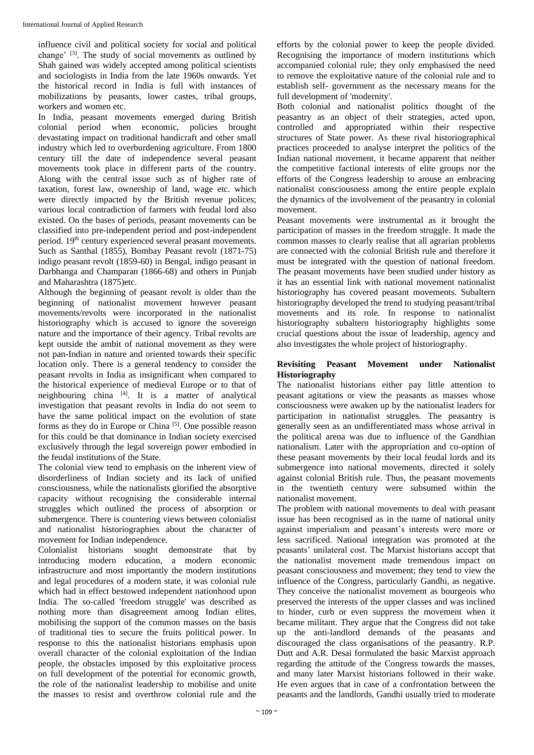influence civil and political society for social and political change' [3]. The study of social movements as outlined by Shah gained was widely accepted among political scientists and sociologists in India from the late 1960s onwards. Yet the historical record in India is full with instances of mobilizations by peasants, lower castes, tribal groups, workers and women etc.

In India, peasant movements emerged during British colonial period when economic, policies brought devastating impact on traditional handicraft and other small industry which led to overburdening agriculture. From 1800 century till the date of independence several peasant movements took place in different parts of the country. Along with the central issue such as of higher rate of taxation, forest law, ownership of land, wage etc. which were directly impacted by the British revenue polices; various local contradiction of farmers with feudal lord also existed. On the bases of periods, peasant movements can be classified into pre-independent period and post-independent period. 19th century experienced several peasant movements. Such as Santhal (1855), Bombay Peasant revolt (1871-75) indigo peasant revolt (1859-60) in Bengal, indigo peasant in Darbhanga and Champaran (1866-68) and others in Punjab and Maharashtra (1875)etc.

Although the beginning of peasant revolt is older than the beginning of nationalist movement however peasant movements/revolts were incorporated in the nationalist historiography which is accused to ignore the sovereign nature and the importance of their agency. Tribal revolts are kept outside the ambit of national movement as they were not pan-Indian in nature and oriented towards their specific location only. There is a general tendency to consider the peasant revolts in India as insignificant when compared to the historical experience of medieval Europe or to that of neighbouring china [4]. It is a matter of analytical investigation that peasant revolts in India do not seem to have the same political impact on the evolution of state forms as they do in Europe or China [5]. One possible reason for this could be that dominance in Indian society exercised exclusively through the legal sovereign power embodied in the feudal institutions of the State.

The colonial view tend to emphasis on the inherent view of disorderliness of Indian society and its lack of unified consciousness, while the nationalists glorified the absorptive capacity without recognising the considerable internal struggles which outlined the process of absorption or submergence. There is countering views between colonialist and nationalist historiographies about the character of movement for Indian independence.

Colonialist historians sought demonstrate that by introducing modern education, a modern economic infrastructure and most importantly the modern institutions and legal procedures of a modern state, it was colonial rule which had in effect bestowed independent nationhood upon India. The so-called 'freedom struggle' was described as nothing more than disagreement among Indian elites, mobilising the support of the common masses on the basis of traditional ties to secure the fruits political power. In response to this the nationalist historians emphasis upon overall character of the colonial exploitation of the Indian people, the obstacles imposed by this exploitative process on full development of the potential for economic growth, the role of the nationalist leadership to mobilise and unite the masses to resist and overthrow colonial rule and the efforts by the colonial power to keep the people divided. Recognising the importance of modern institutions which accompanied colonial rule; they only emphasised the need to remove the exploitative nature of the colonial rule and to establish self- government as the necessary means for the full development of 'modernity'.

Both colonial and nationalist politics thought of the peasantry as an object of their strategies, acted upon, controlled and appropriated within their respective structures of State power. As these rival historiographical practices proceeded to analyse interpret the politics of the Indian national movement, it became apparent that neither the competitive factional interests of elite groups nor the efforts of the Congress leadership to arouse an embracing nationalist consciousness among the entire people explain the dynamics of the involvement of the peasantry in colonial movement.

Peasant movements were instrumental as it brought the participation of masses in the freedom struggle. It made the common masses to clearly realise that all agrarian problems are connected with the colonial British rule and therefore it must be integrated with the question of national freedom. The peasant movements have been studied under history as it has an essential link with national movement nationalist historiography has covered peasant movements. Subaltern historiography developed the trend to studying peasant/tribal movements and its role. In response to nationalist historiography subaltern historiography highlights some crucial questions about the issue of leadership, agency and also investigates the whole project of historiography.

## Revisiting Peasant Movement under Nationalist Historiography

The nationalist historians either pay little attention to peasant agitations or view the peasants as masses whose consciousness were awaken up by the nationalist leaders for participation in nationalist struggles. The peasantry is generally seen as an undifferentiated mass whose arrival in the political arena was due to influence of the Gandhian nationalism. Later with the appropriation and co-option of these peasant movements by their local feudal lords and its submergence into national movements, directed it solely against colonial British rule. Thus, the peasant movements in the twentieth century were subsumed within the nationalist movement.

The problem with national movements to deal with peasant issue has been recognised as in the name of national unity against imperialism and peasant's interests were more or less sacrificed. National integration was promoted at the peasants' unilateral cost. The Marxist historians accept that the nationalist movement made tremendous impact on peasant consciousness and movement; they tend to view the influence of the Congress, particularly Gandhi, as negative. They conceive the nationalist movement as bourgeois who preserved the interests of the upper classes and was inclined to hinder, curb or even suppress the movement when it became militant. They argue that the Congress did not take up the anti-landlord demands of the peasants and discouraged the class organisations of the peasantry. R.P. Dutt and A.R. Desai formulated the basic Marxist approach regarding the attitude of the Congress towards the masses, and many later Marxist historians followed in their wake. He even argues that in case of a confrontation between the peasants and the landlords, Gandhi usually tried to moderate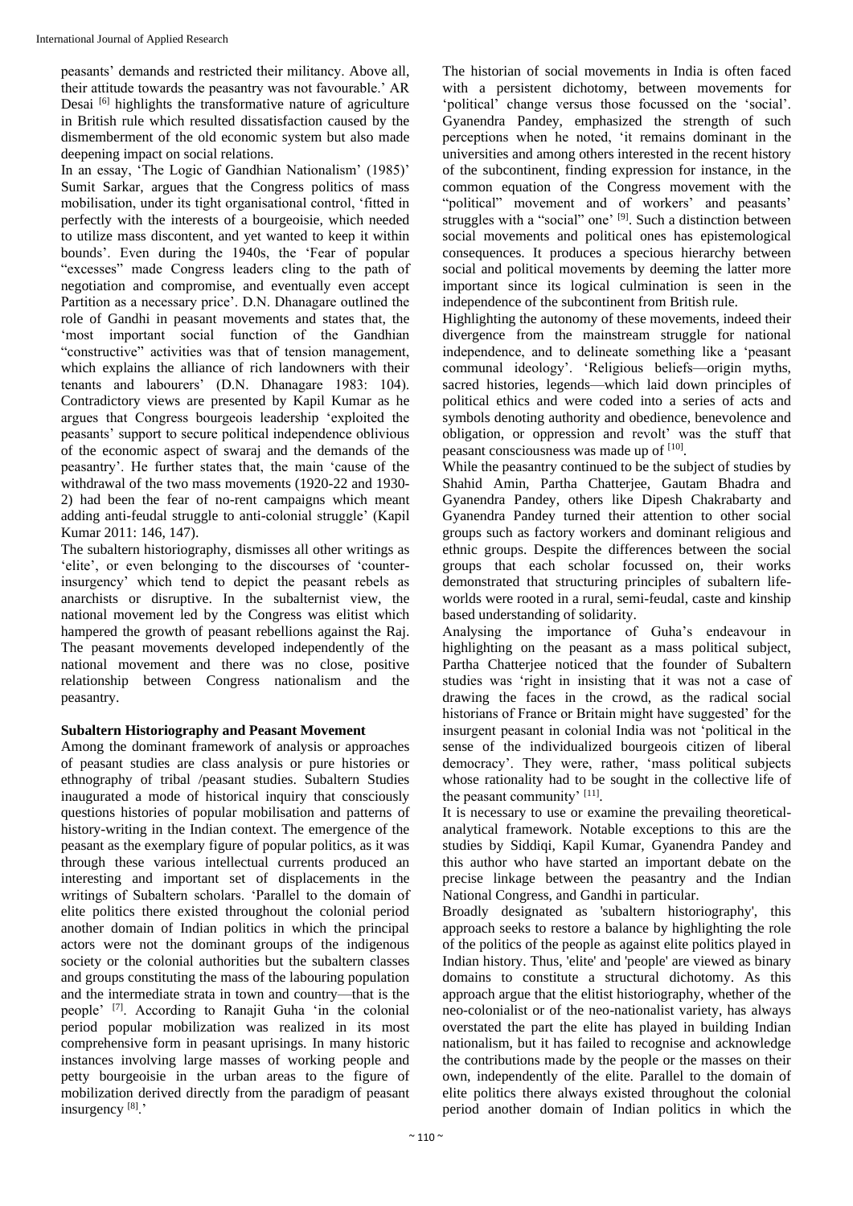peasants' demands and restricted their militancy. Above all, their attitude towards the peasantry was not favourable.' AR Desai [6] highlights the transformative nature of agriculture in British rule which resulted dissatisfaction caused by the dismemberment of the old economic system but also made deepening impact on social relations.

In an essay, 'The Logic of Gandhian Nationalism' (1985)' Sumit Sarkar, argues that the Congress politics of mass mobilisation, under its tight organisational control, 'fitted in perfectly with the interests of a bourgeoisie, which needed to utilize mass discontent, and yet wanted to keep it within bounds'. Even during the 1940s, the 'Fear of popular "excesses" made Congress leaders cling to the path of negotiation and compromise, and eventually even accept Partition as a necessary price'. D.N. Dhanagare outlined the role of Gandhi in peasant movements and states that, the 'most important social function of the Gandhian "constructive" activities was that of tension management, which explains the alliance of rich landowners with their tenants and labourers' (D.N. Dhanagare 1983: 104). Contradictory views are presented by Kapil Kumar as he argues that Congress bourgeois leadership 'exploited the peasants' support to secure political independence oblivious of the economic aspect of swaraj and the demands of the peasantry'. He further states that, the main 'cause of the withdrawal of the two mass movements (1920-22 and 1930-2) had been the fear of no-rent campaigns which meant adding anti-feudal struggle to anti-colonial struggle' (Kapil Kumar 2011: 146, 147).

The subaltern historiography, dismisses all other writings as 'elite', or even belonging to the discourses of 'counter-insurgency' which tend to depict the peasant rebels as anarchists or disruptive. In the subalternist view, the national movement led by the Congress was elitist which hampered the growth of peasant rebellions against the Raj. The peasant movements developed independently of the national movement and there was no close, positive relationship between Congress nationalism and the peasantry.

**Subaltern Historiography and Peasant Movement**

Among the dominant framework of analysis or approaches of peasant studies are class analysis or pure histories or ethnography of tribal /peasant studies. Subaltern Studies inaugurated a mode of historical inquiry that consciously questions histories of popular mobilisation and patterns of history-writing in the Indian context. The emergence of the peasant as the exemplary figure of popular politics, as it was through these various intellectual currents produced an interesting and important set of displacements in the writings of Subaltern scholars. 'Parallel to the domain of elite politics there existed throughout the colonial period another domain of Indian politics in which the principal actors were not the dominant groups of the indigenous society or the colonial authorities but the subaltern classes and groups constituting the mass of the labouring population and the intermediate strata in town and country—that is the people' [7]. According to Ranajit Guha 'in the colonial period popular mobilization was realized in its most comprehensive form in peasant uprisings. In many historic instances involving large masses of working people and petty bourgeoisie in the urban areas to the figure of mobilization derived directly from the paradigm of peasant insurgency [8].'

The historian of social movements in India is often faced with a persistent dichotomy, between movements for 'political' change versus those focussed on the 'social'. Gyanendra Pandey, emphasized the strength of such perceptions when he noted, 'it remains dominant in the universities and among others interested in the recent history of the subcontinent, finding expression for instance, in the common equation of the Congress movement with the "political" movement and of workers' and peasants' struggles with a "social" one' [9]. Such a distinction between social movements and political ones has epistemological consequences. It produces a specious hierarchy between social and political movements by deeming the latter more important since its logical culmination is seen in the independence of the subcontinent from British rule.

Highlighting the autonomy of these movements, indeed their divergence from the mainstream struggle for national independence, and to delineate something like a 'peasant communal ideology'. 'Religious beliefs—origin myths, sacred histories, legends—which laid down principles of political ethics and were coded into a series of acts and symbols denoting authority and obedience, benevolence and obligation, or oppression and revolt' was the stuff that peasant consciousness was made up of [10].

While the peasantry continued to be the subject of studies by Shahid Amin, Partha Chatterjee, Gautam Bhadra and Gyanendra Pandey, others like Dipesh Chakrabarty and Gyanendra Pandey turned their attention to other social groups such as factory workers and dominant religious and ethnic groups. Despite the differences between the social groups that each scholar focussed on, their works demonstrated that structuring principles of subaltern life-worlds were rooted in a rural, semi-feudal, caste and kinship based understanding of solidarity.

Analysing the importance of Guha's endeavour in highlighting on the peasant as a mass political subject, Partha Chatterjee noticed that the founder of Subaltern studies was 'right in insisting that it was not a case of drawing the faces in the crowd, as the radical social historians of France or Britain might have suggested' for the insurgent peasant in colonial India was not 'political in the sense of the individualized bourgeois citizen of liberal democracy'. They were, rather, 'mass political subjects whose rationality had to be sought in the collective life of the peasant community' [11].

It is necessary to use or examine the prevailing theoretical-analytical framework. Notable exceptions to this are the studies by Siddiqi, Kapil Kumar, Gyanendra Pandey and this author who have started an important debate on the precise linkage between the peasantry and the Indian National Congress, and Gandhi in particular.

Broadly designated as 'subaltern historiography', this approach seeks to restore a balance by highlighting the role of the politics of the people as against elite politics played in Indian history. Thus, 'elite' and 'people' are viewed as binary domains to constitute a structural dichotomy. As this approach argue that the elitist historiography, whether of the neo-colonialist or of the neo-nationalist variety, has always overstated the part the elite has played in building Indian nationalism, but it has failed to recognise and acknowledge the contributions made by the people or the masses on their own, independently of the elite. Parallel to the domain of elite politics there always existed throughout the colonial period another domain of Indian politics in which the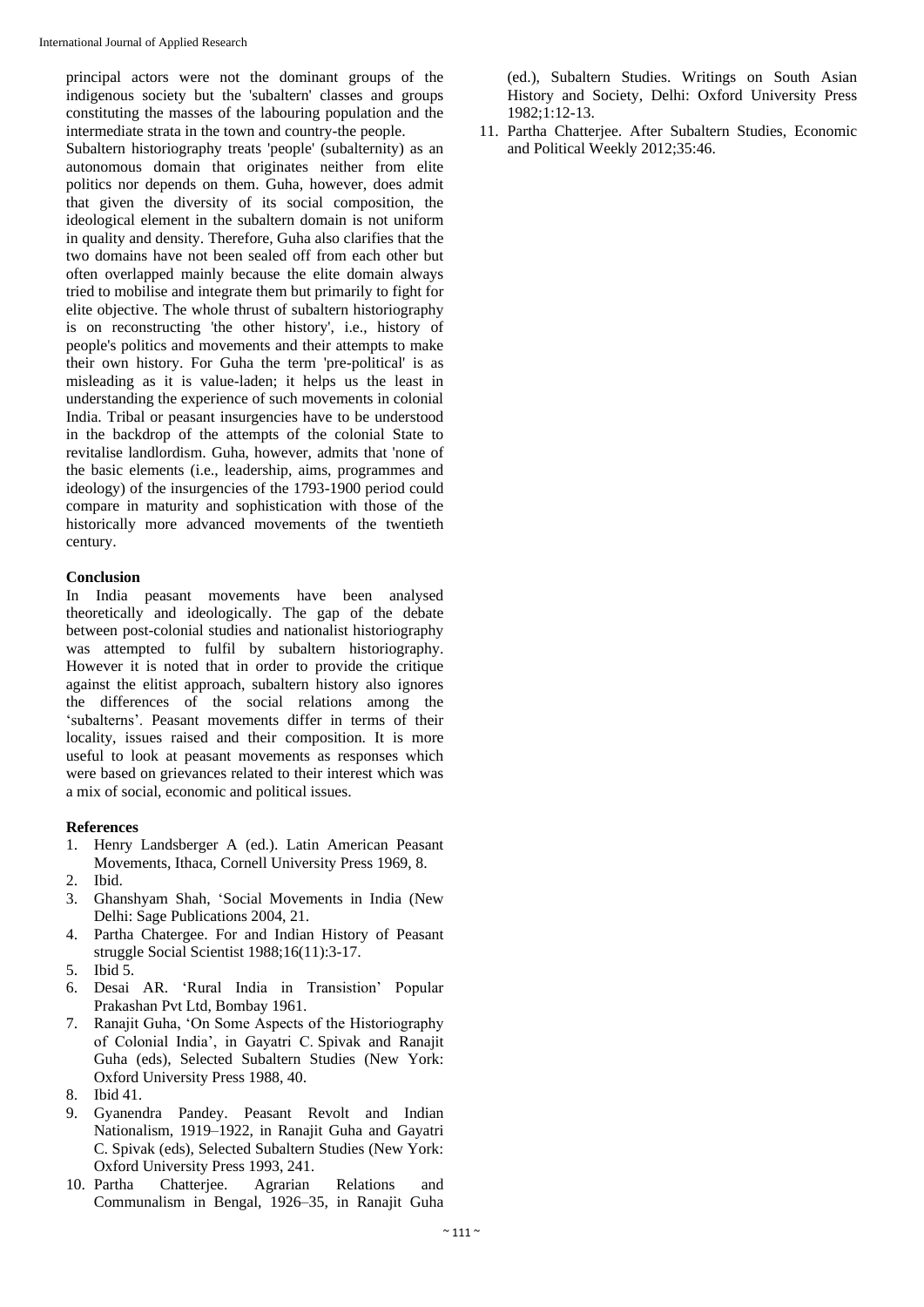principal actors were not the dominant groups of the indigenous society but the 'subaltern' classes and groups constituting the masses of the labouring population and the intermediate strata in the town and country-the people.

Subaltern historiography treats 'people' (subalternity) as an autonomous domain that originates neither from elite politics nor depends on them. Guha, however, does admit that given the diversity of its social composition, the ideological element in the subaltern domain is not uniform in quality and density. Therefore, Guha also clarifies that the two domains have not been sealed off from each other but often overlapped mainly because the elite domain always tried to mobilise and integrate them but primarily to fight for elite objective. The whole thrust of subaltern historiography is on reconstructing 'the other history', i.e., history of people's politics and movements and their attempts to make their own history. For Guha the term 'pre-political' is as misleading as it is value-laden; it helps us the least in understanding the experience of such movements in colonial India. Tribal or peasant insurgencies have to be understood in the backdrop of the attempts of the colonial State to revitalise landlordism. Guha, however, admits that 'none of the basic elements (i.e., leadership, aims, programmes and ideology) of the insurgencies of the 1793-1900 period could compare in maturity and sophistication with those of the historically more advanced movements of the twentieth century.

**Conclusion**

In India peasant movements have been analysed theoretically and ideologically. The gap of the debate between post-colonial studies and nationalist historiography was attempted to fulfil by subaltern historiography. However it is noted that in order to provide the critique against the elitist approach, subaltern history also ignores the differences of the social relations among the 'subalterns'. Peasant movements differ in terms of their locality, issues raised and their composition. It is more useful to look at peasant movements as responses which were based on grievances related to their interest which was a mix of social, economic and political issues.

**References**

1. Henry Landsberger A (ed.). Latin American Peasant Movements, Ithaca, Cornell University Press 1969, 8.
2. Ibid.
3. Ghanshyam Shah, 'Social Movements in India (New Delhi: Sage Publications 2004, 21.
4. Partha Chatergee. For and Indian History of Peasant struggle Social Scientist 1988;16(11):3-17.
5. Ibid 5.
6. Desai AR. 'Rural India in Transistion' Popular Prakashan Pvt Ltd, Bombay 1961.
7. Ranajit Guha, 'On Some Aspects of the Historiography of Colonial India', in Gayatri C. Spivak and Ranajit Guha (eds), Selected Subaltern Studies (New York: Oxford University Press 1988, 40.
8. Ibid 41.
9. Gyanendra Pandey. Peasant Revolt and Indian Nationalism, 1919–1922, in Ranajit Guha and Gayatri C. Spivak (eds), Selected Subaltern Studies (New York: Oxford University Press 1993, 241.
10. Partha Chatterjee. Agrarian Relations and Communalism in Bengal, 1926–35, in Ranajit Guha (ed.), Subaltern Studies. Writings on South Asian History and Society, Delhi: Oxford University Press 1982;1:12-13.
11. Partha Chatterjee. After Subaltern Studies, Economic and Political Weekly 2012;35:46.